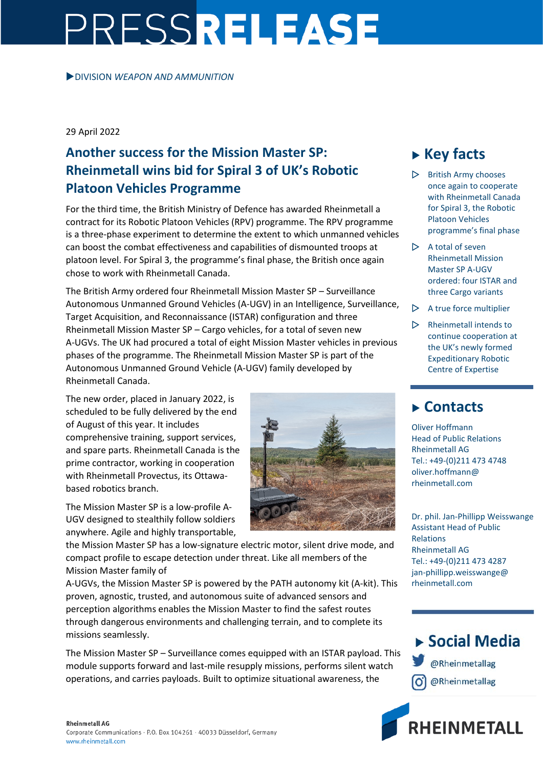# PRESS RELEASE

▶DIVISION *WEAPON AND AMMUNITION*

29 April 2022

## Another success for the Mission Master SP: Rheinmetall wins bid for Spiral 3 of UK's Robotic Platoon Vehicles Programme

For the third time, the British Ministry of Defence has awarded Rheinmetall a contract for its Robotic Platoon Vehicles (RPV) programme. The RPV programme is a three-phase experiment to determine the extent to which unmanned vehicles can boost the combat effectiveness and capabilities of dismounted troops at platoon level. For Spiral 3, the programme's final phase, the British once again chose to work with Rheinmetall Canada.

The British Army ordered four Rheinmetall Mission Master SP – Surveillance Autonomous Unmanned Ground Vehicles (A-UGV) in an Intelligence, Surveillance, Target Acquisition, and Reconnaissance (ISTAR) configuration and three Rheinmetall Mission Master SP – Cargo vehicles, for a total of seven new A-UGVs. The UK had procured a total of eight Mission Master vehicles in previous phases of the programme. The Rheinmetall Mission Master SP is part of the Autonomous Unmanned Ground Vehicle (A-UGV) family developed by Rheinmetall Canada.

The new order, placed in January 2022, is scheduled to be fully delivered by the end of August of this year. It includes comprehensive training, support services, and spare parts. Rheinmetall Canada is the prime contractor, working in cooperation with Rheinmetall Provectus, its Ottawa-based robotics branch.

The Mission Master SP is a low-profile A-UGV designed to stealthily follow soldiers anywhere. Agile and highly transportable, the Mission Master SP has a low-signature electric motor, silent drive mode, and compact profile to escape detection under threat. Like all members of the Mission Master family of A-UGVs, the Mission Master SP is powered by the PATH autonomy kit (A-kit). This proven, agnostic, trusted, and autonomous suite of advanced sensors and perception algorithms enables the Mission Master to find the safest routes through dangerous environments and challenging terrain, and to complete its missions seamlessly.

The Mission Master SP – Surveillance comes equipped with an ISTAR payload. This module supports forward and last-mile resupply missions, performs silent watch operations, and carries payloads. Built to optimize situational awareness, the

## ▶ Key facts

- British Army chooses once again to cooperate with Rheinmetall Canada for Spiral 3, the Robotic Platoon Vehicles programme's final phase
- A total of seven Rheinmetall Mission Master SP A-UGV ordered: four ISTAR and three Cargo variants
- A true force multiplier
- Rheinmetall intends to continue cooperation at the UK's newly formed Expeditionary Robotic Centre of Expertise

## ▶ Contacts

Oliver Hoffmann
Head of Public Relations
Rheinmetall AG
Tel.: +49-(0)211 473 4748
oliver.hoffmann@rheinmetall.com

Dr. phil. Jan-Phillipp Weisswange
Assistant Head of Public Relations
Rheinmetall AG
Tel.: +49-(0)211 473 4287
jan-phillipp.weisswange@rheinmetall.com

## ▶ Social Media

@Rheinmetallag
@Rheinmetallag

Rheinmetall AG
Corporate Communications · P.O. Box 104261 · 40033 Düsseldorf, Germany
www.rheinmetall.com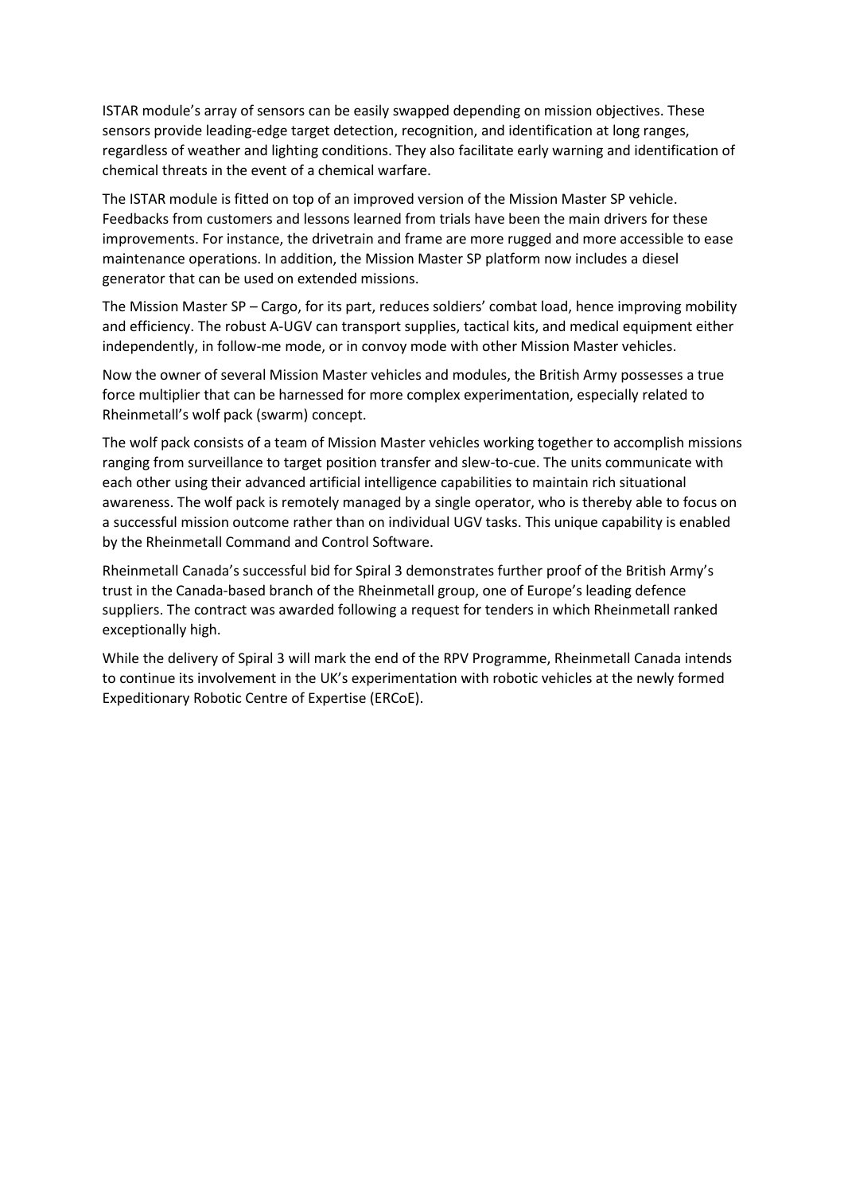ISTAR module's array of sensors can be easily swapped depending on mission objectives. These sensors provide leading-edge target detection, recognition, and identification at long ranges, regardless of weather and lighting conditions. They also facilitate early warning and identification of chemical threats in the event of a chemical warfare.

The ISTAR module is fitted on top of an improved version of the Mission Master SP vehicle. Feedbacks from customers and lessons learned from trials have been the main drivers for these improvements. For instance, the drivetrain and frame are more rugged and more accessible to ease maintenance operations. In addition, the Mission Master SP platform now includes a diesel generator that can be used on extended missions.

The Mission Master SP – Cargo, for its part, reduces soldiers' combat load, hence improving mobility and efficiency. The robust A-UGV can transport supplies, tactical kits, and medical equipment either independently, in follow-me mode, or in convoy mode with other Mission Master vehicles.

Now the owner of several Mission Master vehicles and modules, the British Army possesses a true force multiplier that can be harnessed for more complex experimentation, especially related to Rheinmetall's wolf pack (swarm) concept.

The wolf pack consists of a team of Mission Master vehicles working together to accomplish missions ranging from surveillance to target position transfer and slew-to-cue. The units communicate with each other using their advanced artificial intelligence capabilities to maintain rich situational awareness. The wolf pack is remotely managed by a single operator, who is thereby able to focus on a successful mission outcome rather than on individual UGV tasks. This unique capability is enabled by the Rheinmetall Command and Control Software.

Rheinmetall Canada's successful bid for Spiral 3 demonstrates further proof of the British Army's trust in the Canada-based branch of the Rheinmetall group, one of Europe's leading defence suppliers. The contract was awarded following a request for tenders in which Rheinmetall ranked exceptionally high.

While the delivery of Spiral 3 will mark the end of the RPV Programme, Rheinmetall Canada intends to continue its involvement in the UK's experimentation with robotic vehicles at the newly formed Expeditionary Robotic Centre of Expertise (ERCoE).